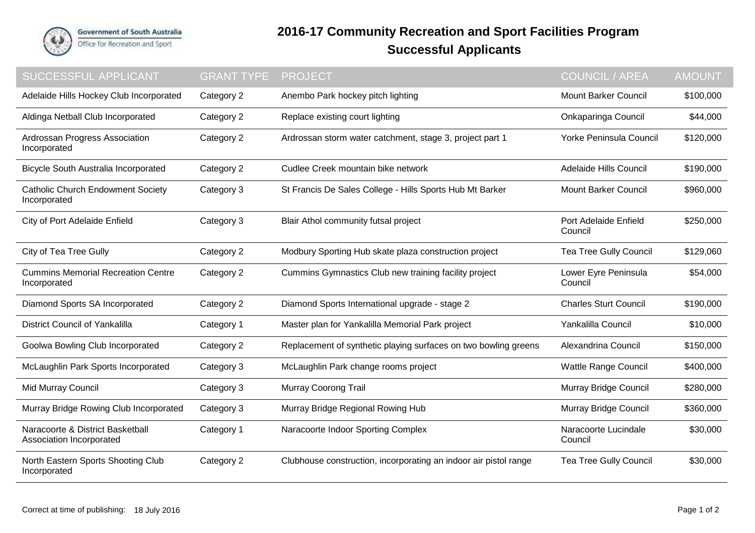Government of South Australia
Office for Recreation and Sport

# 2016-17 Community Recreation and Sport Facilities Program
## Successful Applicants

| SUCCESSFUL APPLICANT | GRANT TYPE | PROJECT | COUNCIL / AREA | AMOUNT |
|---|---|---|---|---|
| Adelaide Hills Hockey Club Incorporated | Category 2 | Anembo Park hockey pitch lighting | Mount Barker Council | $100,000 |
| Aldinga Netball Club Incorporated | Category 2 | Replace existing court lighting | Onkaparinga Council | $44,000 |
| Ardrossan Progress Association Incorporated | Category 2 | Ardrossan storm water catchment, stage 3, project part 1 | Yorke Peninsula Council | $120,000 |
| Bicycle South Australia Incorporated | Category 2 | Cudlee Creek mountain bike network | Adelaide Hills Council | $190,000 |
| Catholic Church Endowment Society Incorporated | Category 3 | St Francis De Sales College - Hills Sports Hub Mt Barker | Mount Barker Council | $960,000 |
| City of Port Adelaide Enfield | Category 3 | Blair Athol community futsal project | Port Adelaide Enfield Council | $250,000 |
| City of Tea Tree Gully | Category 2 | Modbury Sporting Hub skate plaza construction project | Tea Tree Gully Council | $129,060 |
| Cummins Memorial Recreation Centre Incorporated | Category 2 | Cummins Gymnastics Club new training facility project | Lower Eyre Peninsula Council | $54,000 |
| Diamond Sports SA Incorporated | Category 2 | Diamond Sports International upgrade - stage 2 | Charles Sturt Council | $190,000 |
| District Council of Yankalilla | Category 1 | Master plan for Yankalilla Memorial Park project | Yankalilla Council | $10,000 |
| Goolwa Bowling Club Incorporated | Category 2 | Replacement of synthetic playing surfaces on two bowling greens | Alexandrina Council | $150,000 |
| McLaughlin Park Sports Incorporated | Category 3 | McLaughlin Park change rooms project | Wattle Range Council | $400,000 |
| Mid Murray Council | Category 3 | Murray Coorong Trail | Murray Bridge Council | $280,000 |
| Murray Bridge Rowing Club Incorporated | Category 3 | Murray Bridge Regional Rowing Hub | Murray Bridge Council | $360,000 |
| Naracoorte & District Basketball Association Incorporated | Category 1 | Naracoorte Indoor Sporting Complex | Naracoorte Lucindale Council | $30,000 |
| North Eastern Sports Shooting Club Incorporated | Category 2 | Clubhouse construction, incorporating an indoor air pistol range | Tea Tree Gully Council | $30,000 |

Correct at time of publishing: 18 July 2016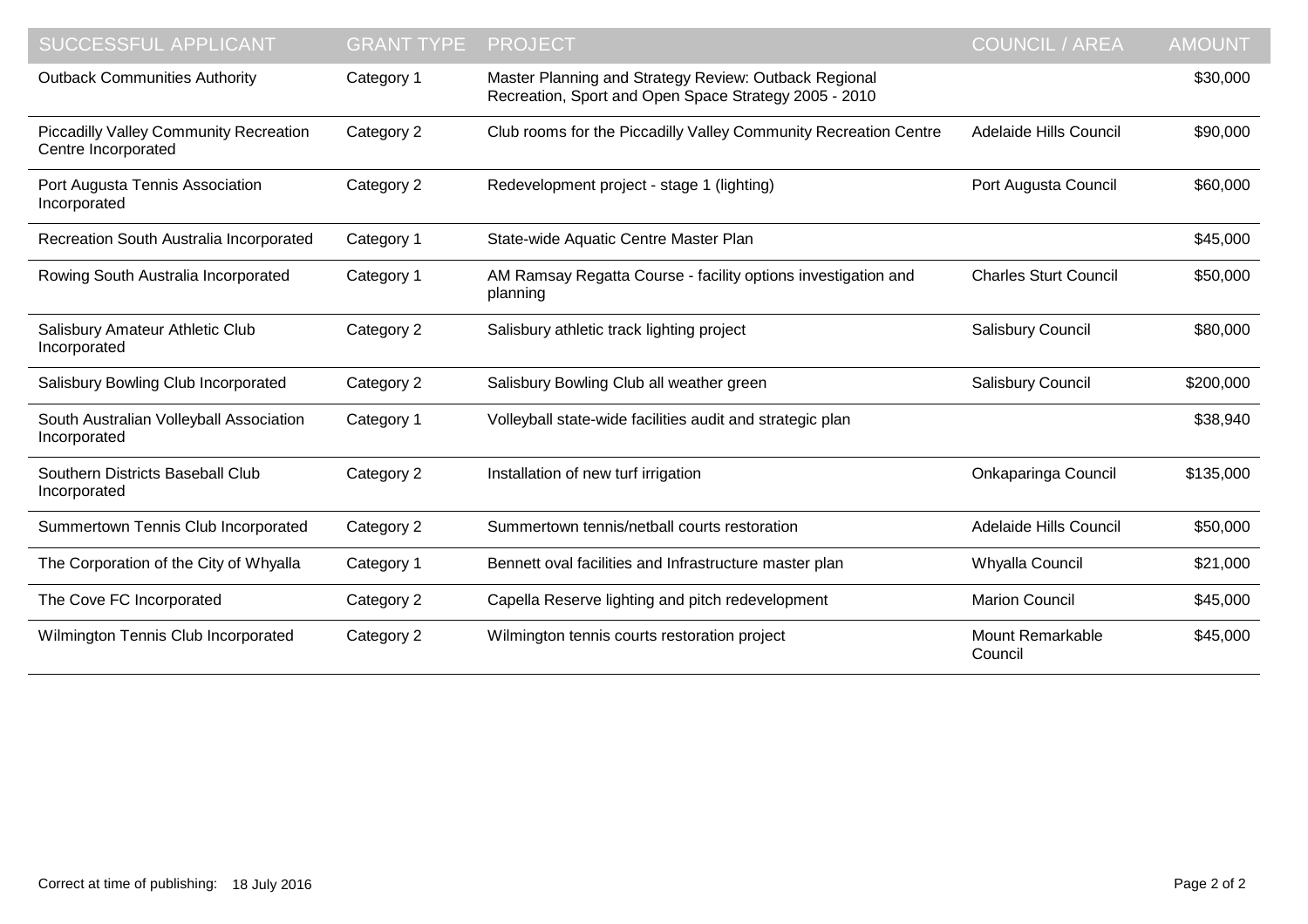| SUCCESSFUL APPLICANT | GRANT TYPE | PROJECT | COUNCIL / AREA | AMOUNT |
| --- | --- | --- | --- | --- |
| Outback Communities Authority | Category 1 | Master Planning and Strategy Review: Outback Regional Recreation, Sport and Open Space Strategy 2005 - 2010 | | $30,000 |
| Piccadilly Valley Community Recreation Centre Incorporated | Category 2 | Club rooms for the Piccadilly Valley Community Recreation Centre | Adelaide Hills Council | $90,000 |
| Port Augusta Tennis Association Incorporated | Category 2 | Redevelopment project - stage 1 (lighting) | Port Augusta Council | $60,000 |
| Recreation South Australia Incorporated | Category 1 | State-wide Aquatic Centre Master Plan | | $45,000 |
| Rowing South Australia Incorporated | Category 1 | AM Ramsay Regatta Course - facility options investigation and planning | Charles Sturt Council | $50,000 |
| Salisbury Amateur Athletic Club Incorporated | Category 2 | Salisbury athletic track lighting project | Salisbury Council | $80,000 |
| Salisbury Bowling Club Incorporated | Category 2 | Salisbury Bowling Club all weather green | Salisbury Council | $200,000 |
| South Australian Volleyball Association Incorporated | Category 1 | Volleyball state-wide facilities audit and strategic plan | | $38,940 |
| Southern Districts Baseball Club Incorporated | Category 2 | Installation of new turf irrigation | Onkaparinga Council | $135,000 |
| Summertown Tennis Club Incorporated | Category 2 | Summertown tennis/netball courts restoration | Adelaide Hills Council | $50,000 |
| The Corporation of the City of Whyalla | Category 1 | Bennett oval facilities and Infrastructure master plan | Whyalla Council | $21,000 |
| The Cove FC Incorporated | Category 2 | Capella Reserve lighting and pitch redevelopment | Marion Council | $45,000 |
| Wilmington Tennis Club Incorporated | Category 2 | Wilmington tennis courts restoration project | Mount Remarkable Council | $45,000 |

Correct at time of publishing: 18 July 2016